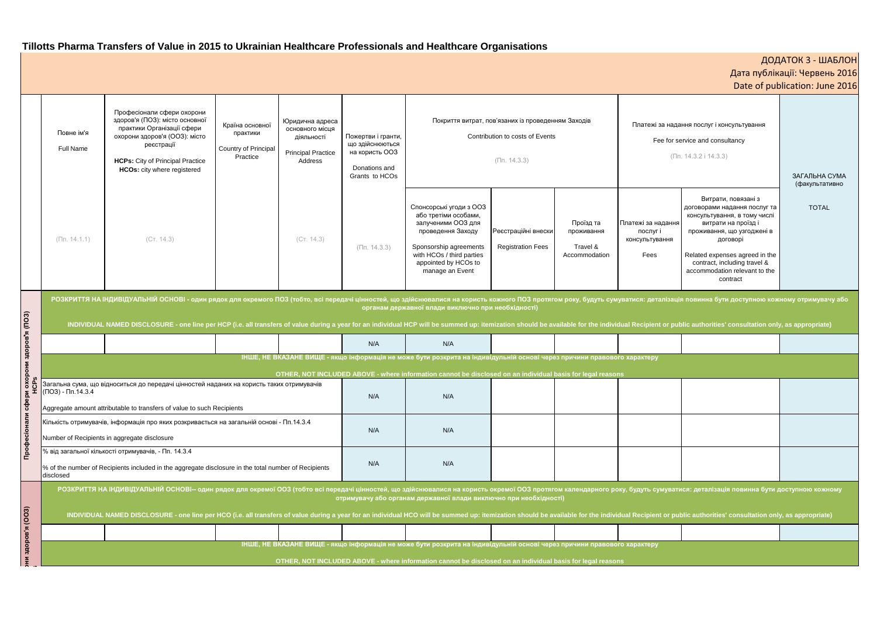# Tillotts Pharma Transfers of Value in 2015 to Ukrainian Healthcare Professionals and Healthcare Organisations

ДОДАТОК 3 - ШАБЛОН
Дата публікації: Червень 2016
Date of publication: June 2016

| | Повне ім'я<br>Full Name<br>(Пп. 14.1.1) | Професіонали сфери охорони здоров'я (ПОЗ): місто основної практики Організації сфери охорони здоров'я (ООЗ): місто реєстрації<br>**HCPs:** City of Principal Practice<br>**HCOs:** city where registered<br>(Ст. 14.3) | Країна основної практики<br>Country of Principal Practice | Юридична адреса основного місця діяльності<br>Principal Practice Address<br>(Ст. 14.3) | Пожертви і гранти, що здійснюються на користь ООЗ<br>Donations and Grants to HCOs<br>(Пп. 14.3.3) | Покриття витрат, пов'язаних із проведенням Заходів<br>Contribution to costs of Events<br>(Пп. 14.3.3)<br><br>Спонсорські угоди з ООЗ або третіми особами, залученими ООЗ для проведення Заходу<br>Sponsorship agreements with HCOs / third parties appointed by HCOs to manage an Event | Реєстраційні внески<br>Registration Fees | Проїзд та проживання<br>Travel & Accommodation | Платежі за надання послуг і консультування<br>Fee for service and consultancy<br>(Пп. 14.3.2 і 14.3.3)<br><br>Платежі за надання послуг і консультування<br>Fees | Витрати, пов'язані з договорами надання послуг та консультування, в тому числі витрати на проїзд і проживання, що узгоджені в договорі<br>Related expenses agreed in the contract, including travel & accommodation relevant to the contract | ЗАГАЛЬНА СУМА (факультативно)<br>TOTAL |
|---|---|---|---|---|---|---|---|---|---|---|---|
| **Професіонали сфери охорони здоров'я (ПОЗ) HCPs** | **РОЗКРИТТЯ НА ІНДИВІДУАЛЬНІЙ ОСНОВІ - один рядок для окремого ПОЗ (тобто, всі передачі цінностей, що здійснювалися на користь кожного ПОЗ протягом року, будуть сумуватися: деталізація повинна бути доступною кожному отримувачу або органам державної влади виключно при необхідності)**<br>**INDIVIDUAL NAMED DISCLOSURE - one line per HCP (i.e. all transfers of value during a year for an individual HCP will be summed up: itemization should be available for the individual Recipient or public authorities' consultation only, as appropriate)** | | | | | | | | | | |
| | | | | | N/A | N/A | | | | | |
| | **ІНШЕ, НЕ ВКАЗАНЕ ВИЩЕ - якщо інформація не може бути розкрита на індивідульній основі через причини правового характеру**<br>**OTHER, NOT INCLUDED ABOVE - where information cannot be disclosed on an individual basis for legal reasons** | | | | | | | | | | |
| | Загальна сума, що відноситься до передачі цінностей наданих на користь таких отримувачів (ПОЗ) - Пп.14.3.4<br>Aggregate amount attributable to transfers of value to such Recipients | | | | N/A | N/A | | | | | |
| | Кількість отримувачів, інформація про яких розкривається на загальній основі - Пп.14.3.4<br>Number of Recipients in aggregate disclosure | | | | N/A | N/A | | | | | |
| | % від загальної кількості отримувачів, - Пп. 14.3.4<br>% of the number of Recipients included in the aggregate disclosure in the total number of Recipients disclosed | | | | N/A | N/A | | | | | |
| **...они здоров'я (ООЗ)** | **РОЗКРИТТЯ НА ІНДИВІДУАЛЬНІЙ ОСНОВІ-- один рядок для окремої ООЗ (тобто всі передачі цінностей, що здійснювалися на користь окремої ООЗ протягом календарного року, будуть сумуватися: деталізація повинна бути доступною кожному отримувачу або органам державної влади виключно при необхідності)**<br>**INDIVIDUAL NAMED DISCLOSURE - one line per HCO (i.e. all transfers of value during a year for an individual HCO will be summed up: itemization should be available for the individual Recipient or public authorities' consultation only, as appropriate)** | | | | | | | | | | |
| | | | | | | | | | | | |
| | **ІНШЕ, НЕ ВКАЗАНЕ ВИЩЕ - якщо інформація не може бути розкрита на індивідульній основі через причини правового характеру**<br>**OTHER, NOT INCLUDED ABOVE - where information cannot be disclosed on an individual basis for legal reasons** | | | | | | | | | | |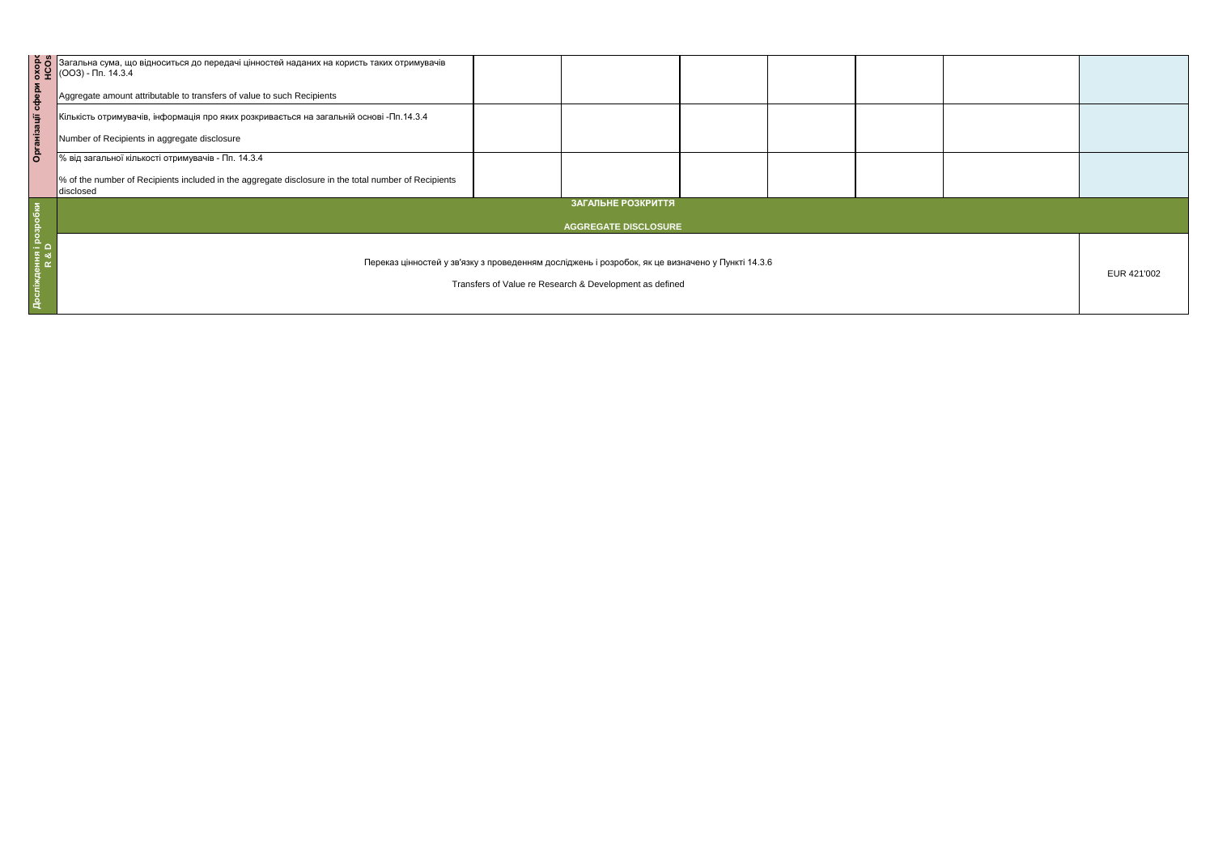| Організації сфери охорони здоров'я HCOs | | | | | | | | |
|---|---|---|---|---|---|---|---|---|
| | Загальна сума, що відноситься до передачі цінностей наданих на користь таких отримувачів (ООЗ) - Пп. 14.3.4<br><br>Aggregate amount attributable to transfers of value to such Recipients | | | | | | | |
| | Кількість отримувачів, інформація про яких розкривається на загальній основі -Пп.14.3.4<br><br>Number of Recipients in aggregate disclosure | | | | | | | |
| | % від загальної кількості отримувачів - Пп. 14.3.4<br><br>% of the number of Recipients included in the aggregate disclosure in the total number of Recipients disclosed | | | | | | | |
| **Дослідження і розробки R & D** | **ЗАГАЛЬНЕ РОЗКРИТТЯ**<br><br>**AGGREGATE DISCLOSURE** | | | | | | | |
| | Переказ цінностей у зв'язку з проведенням досліджень і розробок, як це визначено у Пункті 14.3.6<br><br>Transfers of Value re Research & Development as defined | | | | | | | EUR 421'002 |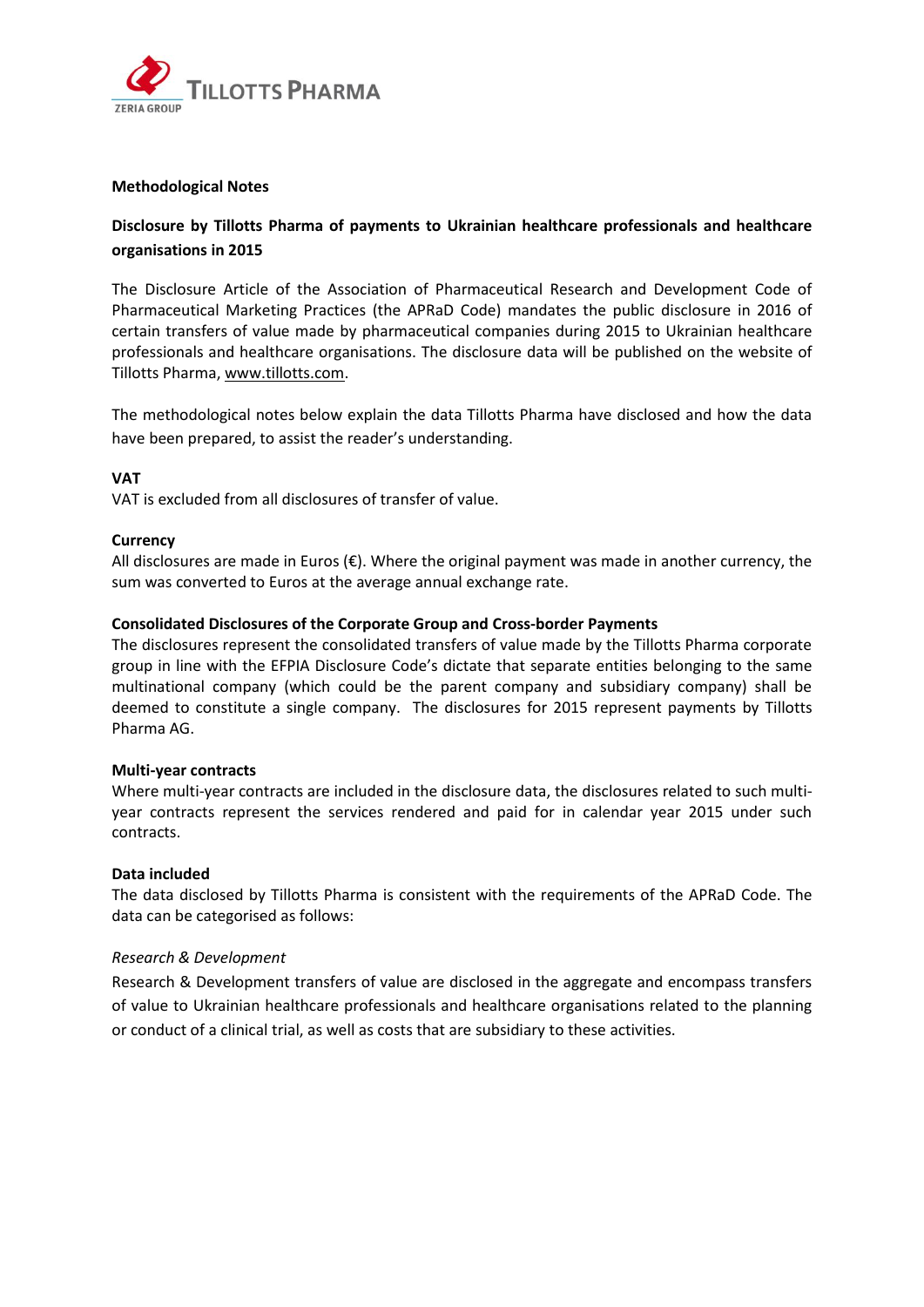**Methodological Notes**

**Disclosure by Tillotts Pharma of payments to Ukrainian healthcare professionals and healthcare organisations in 2015**

The Disclosure Article of the Association of Pharmaceutical Research and Development Code of Pharmaceutical Marketing Practices (the APRaD Code) mandates the public disclosure in 2016 of certain transfers of value made by pharmaceutical companies during 2015 to Ukrainian healthcare professionals and healthcare organisations. The disclosure data will be published on the website of Tillotts Pharma, www.tillotts.com.

The methodological notes below explain the data Tillotts Pharma have disclosed and how the data have been prepared, to assist the reader's understanding.

**VAT**

VAT is excluded from all disclosures of transfer of value.

**Currency**

All disclosures are made in Euros (€). Where the original payment was made in another currency, the sum was converted to Euros at the average annual exchange rate.

**Consolidated Disclosures of the Corporate Group and Cross-border Payments**

The disclosures represent the consolidated transfers of value made by the Tillotts Pharma corporate group in line with the EFPIA Disclosure Code's dictate that separate entities belonging to the same multinational company (which could be the parent company and subsidiary company) shall be deemed to constitute a single company. The disclosures for 2015 represent payments by Tillotts Pharma AG.

**Multi-year contracts**

Where multi-year contracts are included in the disclosure data, the disclosures related to such multi-year contracts represent the services rendered and paid for in calendar year 2015 under such contracts.

**Data included**

The data disclosed by Tillotts Pharma is consistent with the requirements of the APRaD Code. The data can be categorised as follows:

*Research & Development*

Research & Development transfers of value are disclosed in the aggregate and encompass transfers of value to Ukrainian healthcare professionals and healthcare organisations related to the planning or conduct of a clinical trial, as well as costs that are subsidiary to these activities.